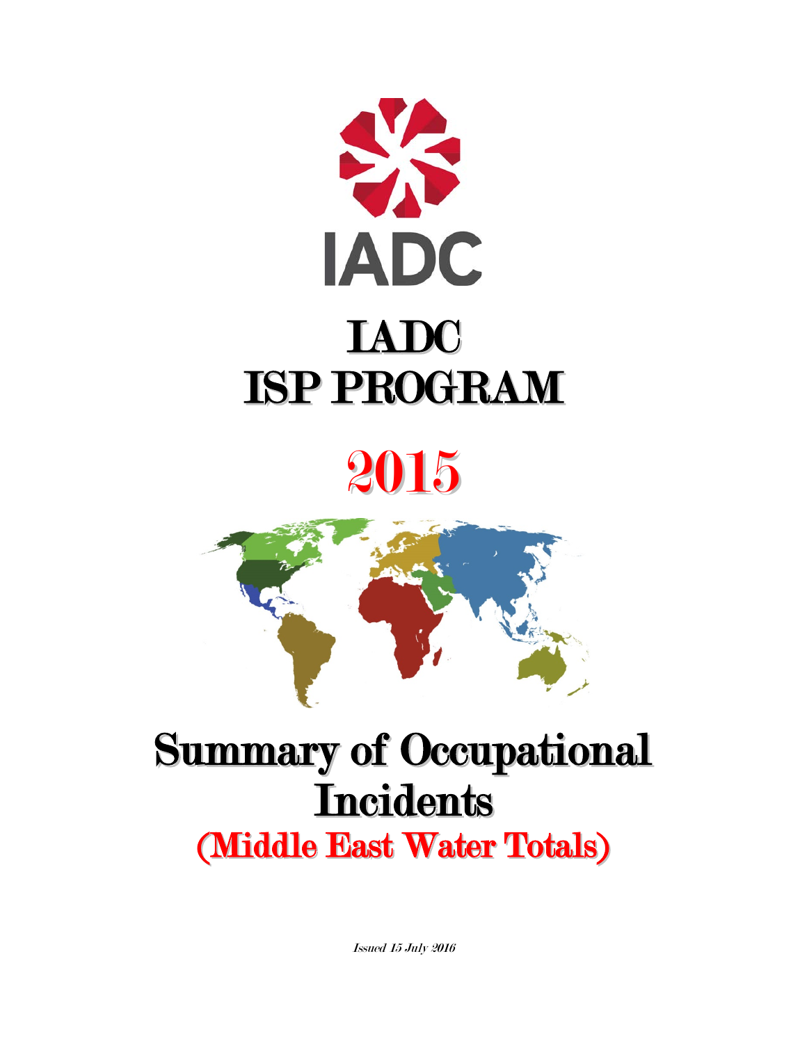IADC

# IADC ISP PROGRAM

# 2015

# Summary of Occupational Incidents

## (Middle East Water Totals)

*Issued 15 July 2016*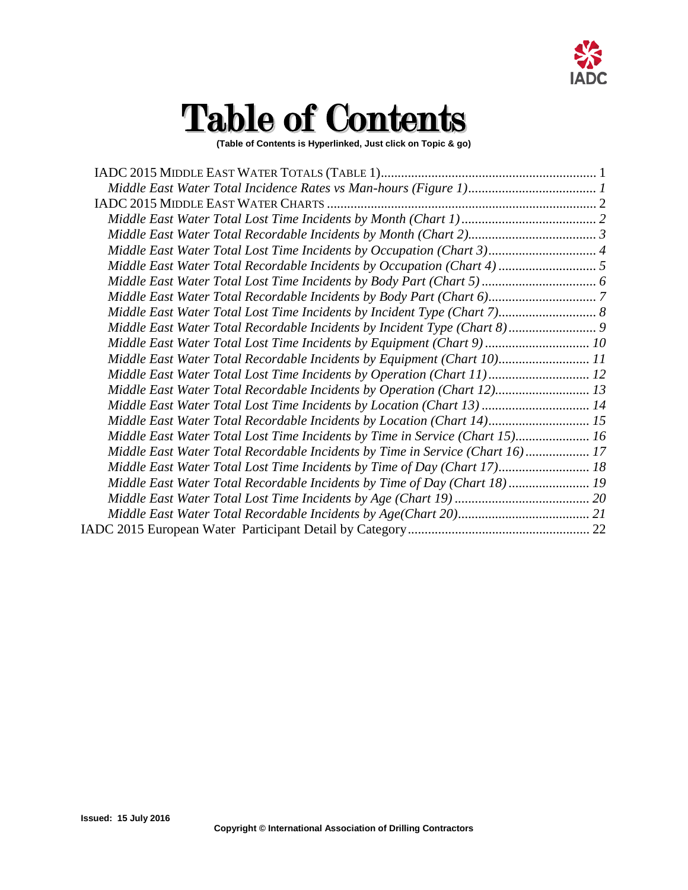# Table of Contents

**(Table of Contents is Hyperlinked, Just click on Topic & go)**

IADC 2015 MIDDLE EAST WATER TOTALS (TABLE 1)........................................................................ 1

*Middle East Water Total Incidence Rates vs Man-hours (Figure 1)...................................... 1*

IADC 2015 MIDDLE EAST WATER CHARTS ............................................................................... 2

*Middle East Water Total Lost Time Incidents by Month (Chart 1)........................................ 2*

*Middle East Water Total Recordable Incidents by Month (Chart 2)...................................... 3*

*Middle East Water Total Lost Time Incidents by Occupation (Chart 3)................................ 4*

*Middle East Water Total Recordable Incidents by Occupation (Chart 4) ............................. 5*

*Middle East Water Total Lost Time Incidents by Body Part (Chart 5) .................................. 6*

*Middle East Water Total Recordable Incidents by Body Part (Chart 6)................................ 7*

*Middle East Water Total Lost Time Incidents by Incident Type (Chart 7)............................. 8*

*Middle East Water Total Recordable Incidents by Incident Type (Chart 8).......................... 9*

*Middle East Water Total Lost Time Incidents by Equipment (Chart 9) ............................... 10*

*Middle East Water Total Recordable Incidents by Equipment (Chart 10)........................... 11*

*Middle East Water Total Lost Time Incidents by Operation (Chart 11).............................. 12*

*Middle East Water Total Recordable Incidents by Operation (Chart 12)............................ 13*

*Middle East Water Total Lost Time Incidents by Location (Chart 13) ................................ 14*

*Middle East Water Total Recordable Incidents by Location (Chart 14).............................. 15*

*Middle East Water Total Lost Time Incidents by Time in Service (Chart 15)...................... 16*

*Middle East Water Total Recordable Incidents by Time in Service (Chart 16)................... 17*

*Middle East Water Total Lost Time Incidents by Time of Day (Chart 17)........................... 18*

*Middle East Water Total Recordable Incidents by Time of Day (Chart 18) ........................ 19*

*Middle East Water Total Lost Time Incidents by Age (Chart 19) ........................................ 20*

*Middle East Water Total Recordable Incidents by Age(Chart 20)....................................... 21*

IADC 2015 European Water Participant Detail by Category...................................................... 22

**Issued: 15 July 2016**

**Copyright © International Association of Drilling Contractors**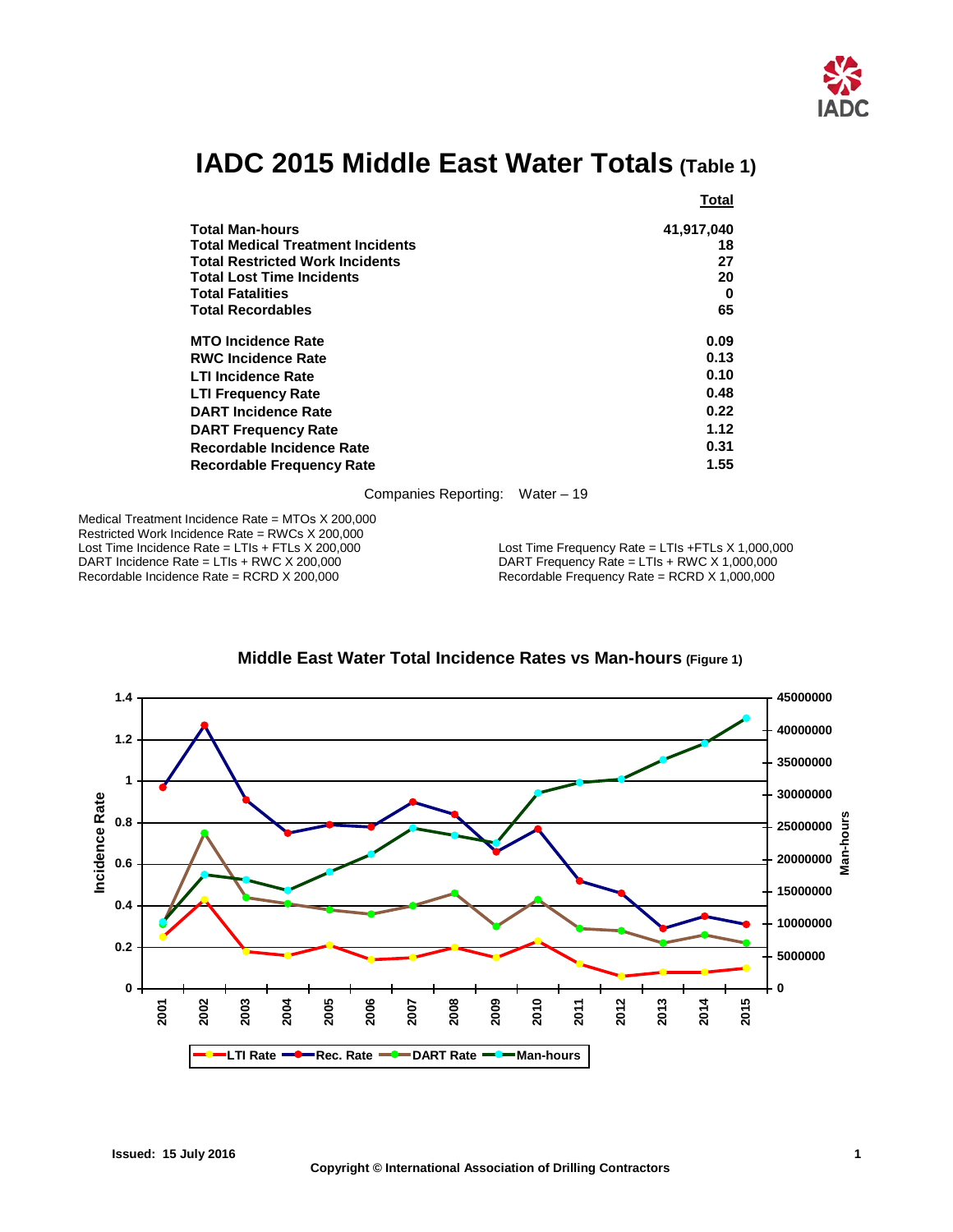# IADC 2015 Middle East Water Totals (Table 1)

| | Total |
|---|---|
| **Total Man-hours** | **41,917,040** |
| **Total Medical Treatment Incidents** | **18** |
| **Total Restricted Work Incidents** | **27** |
| **Total Lost Time Incidents** | **20** |
| **Total Fatalities** | **0** |
| **Total Recordables** | **65** |
| **MTO Incidence Rate** | **0.09** |
| **RWC Incidence Rate** | **0.13** |
| **LTI Incidence Rate** | **0.10** |
| **LTI Frequency Rate** | **0.48** |
| **DART Incidence Rate** | **0.22** |
| **DART Frequency Rate** | **1.12** |
| **Recordable Incidence Rate** | **0.31** |
| **Recordable Frequency Rate** | **1.55** |

Companies Reporting: Water – 19

Medical Treatment Incidence Rate = MTOs X 200,000
Restricted Work Incidence Rate = RWCs X 200,000
Lost Time Incidence Rate = LTIs + FTLs X 200,000
DART Incidence Rate = LTIs + RWC X 200,000
Recordable Incidence Rate = RCRD X 200,000

Lost Time Frequency Rate = LTIs +FTLs X 1,000,000
DART Frequency Rate = LTIs + RWC X 1,000,000
Recordable Frequency Rate = RCRD X 1,000,000

## Middle East Water Total Incidence Rates vs Man-hours (Figure 1)

Issued: 15 July 2016

Copyright © International Association of Drilling Contractors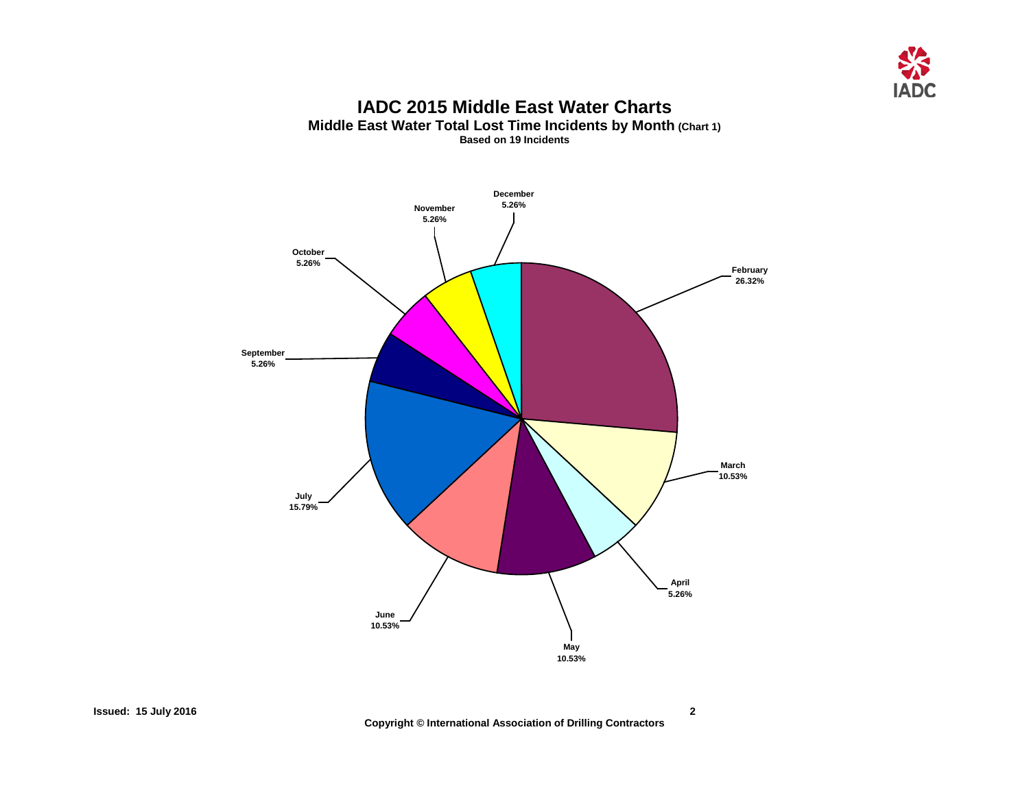# IADC 2015 Middle East Water Charts

## Middle East Water Total Lost Time Incidents by Month (Chart 1)

**Based on 19 Incidents**

| Month | Percentage |
| --- | --- |
| February | 26.32% |
| March | 10.53% |
| April | 5.26% |
| May | 10.53% |
| June | 10.53% |
| July | 15.79% |
| September | 5.26% |
| October | 5.26% |
| November | 5.26% |
| December | 5.26% |

**Issued: 15 July 2016**

**Copyright © International Association of Drilling Contractors**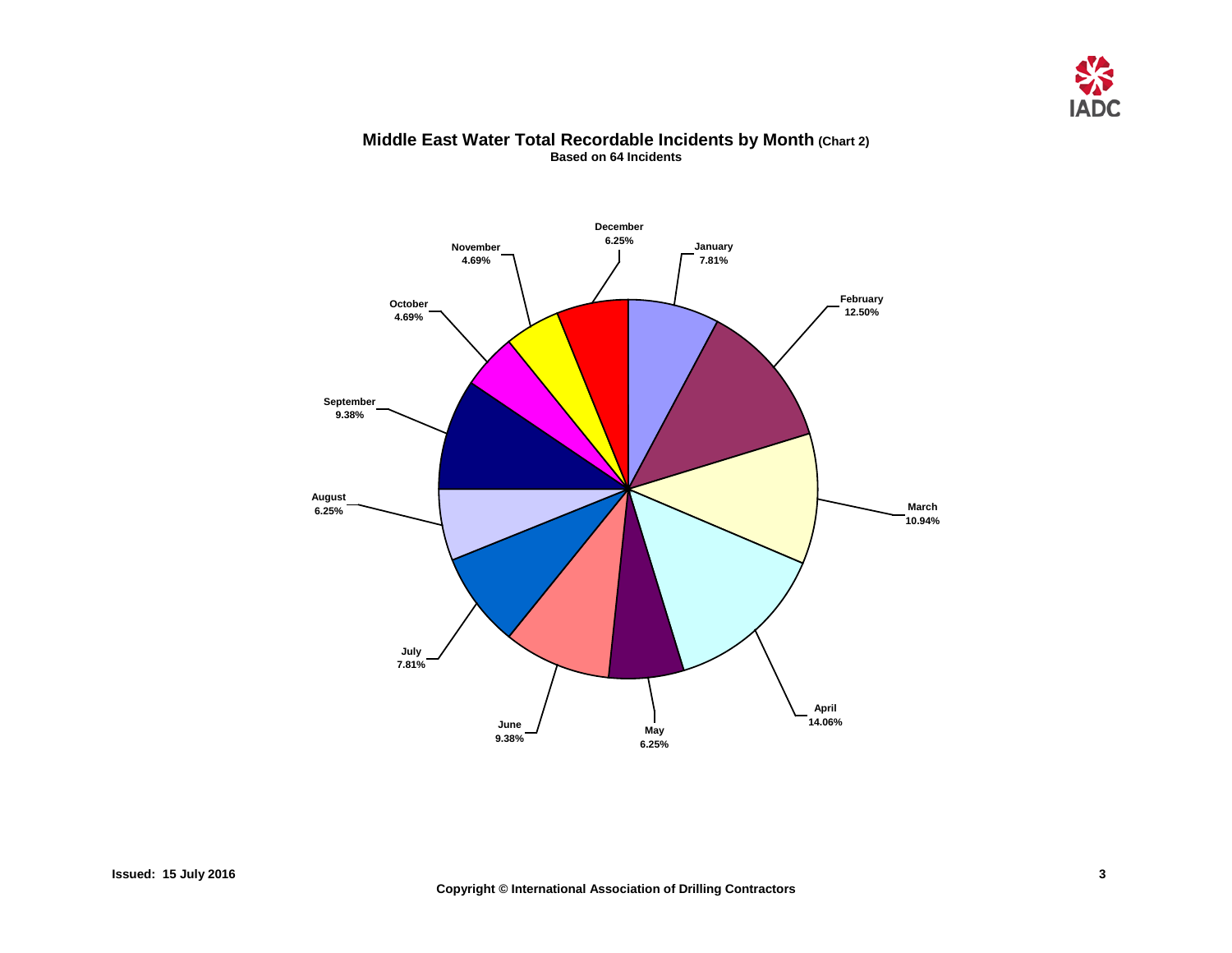## Middle East Water Total Recordable Incidents by Month (Chart 2)

**Based on 64 Incidents**

| Month | Percentage |
| --- | --- |
| January | 7.81% |
| February | 12.50% |
| March | 10.94% |
| April | 14.06% |
| May | 6.25% |
| June | 9.38% |
| July | 7.81% |
| August | 6.25% |
| September | 9.38% |
| October | 4.69% |
| November | 4.69% |
| December | 6.25% |

Issued: 15 July 2016

Copyright © International Association of Drilling Contractors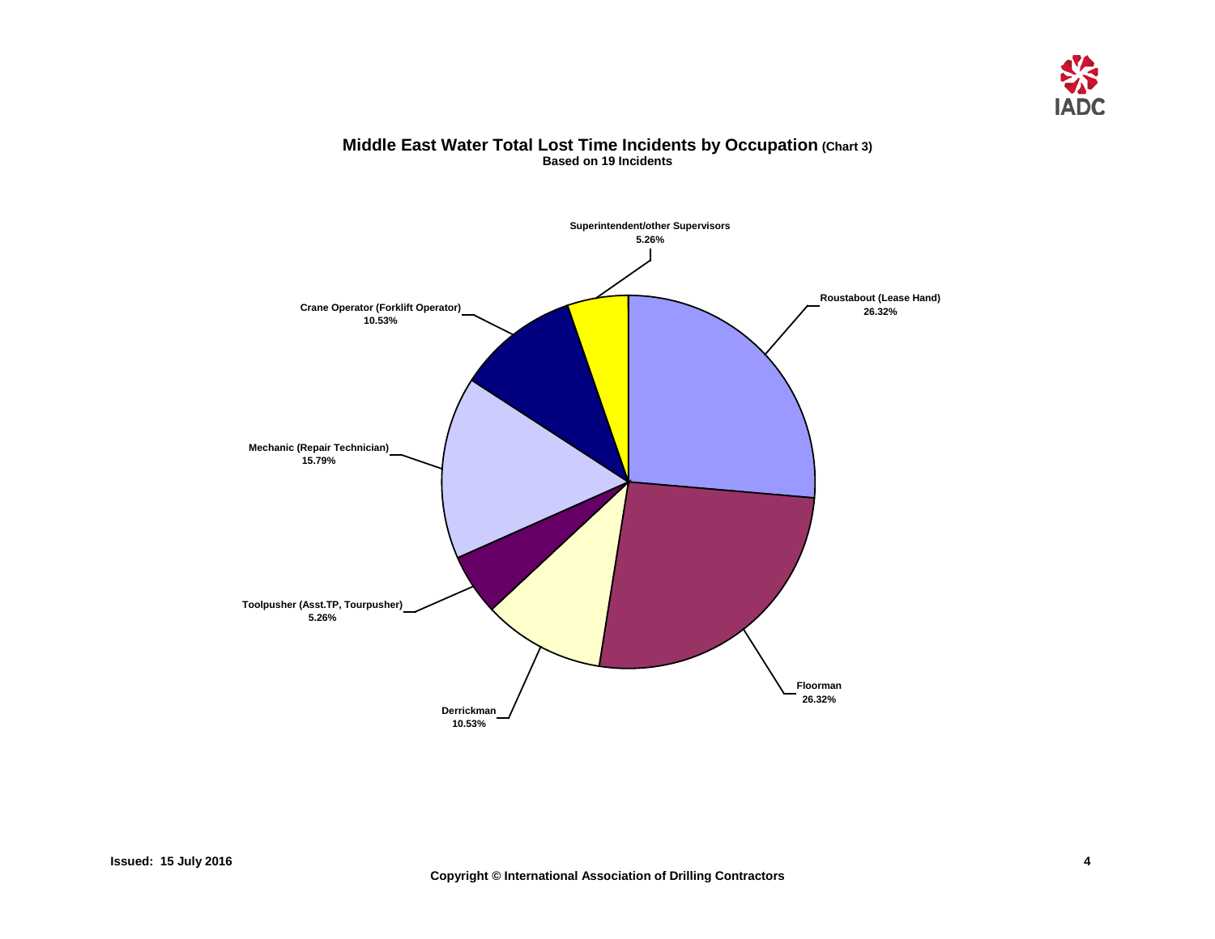## Middle East Water Total Lost Time Incidents by Occupation (Chart 3)

**Based on 19 Incidents**

| Occupation | Percentage |
|---|---|
| Roustabout (Lease Hand) | 26.32% |
| Floorman | 26.32% |
| Derrickman | 10.53% |
| Toolpusher (Asst.TP, Tourpusher) | 5.26% |
| Mechanic (Repair Technician) | 15.79% |
| Crane Operator (Forklift Operator) | 10.53% |
| Superintendent/other Supervisors | 5.26% |

**Issued: 15 July 2016**

**Copyright © International Association of Drilling Contractors**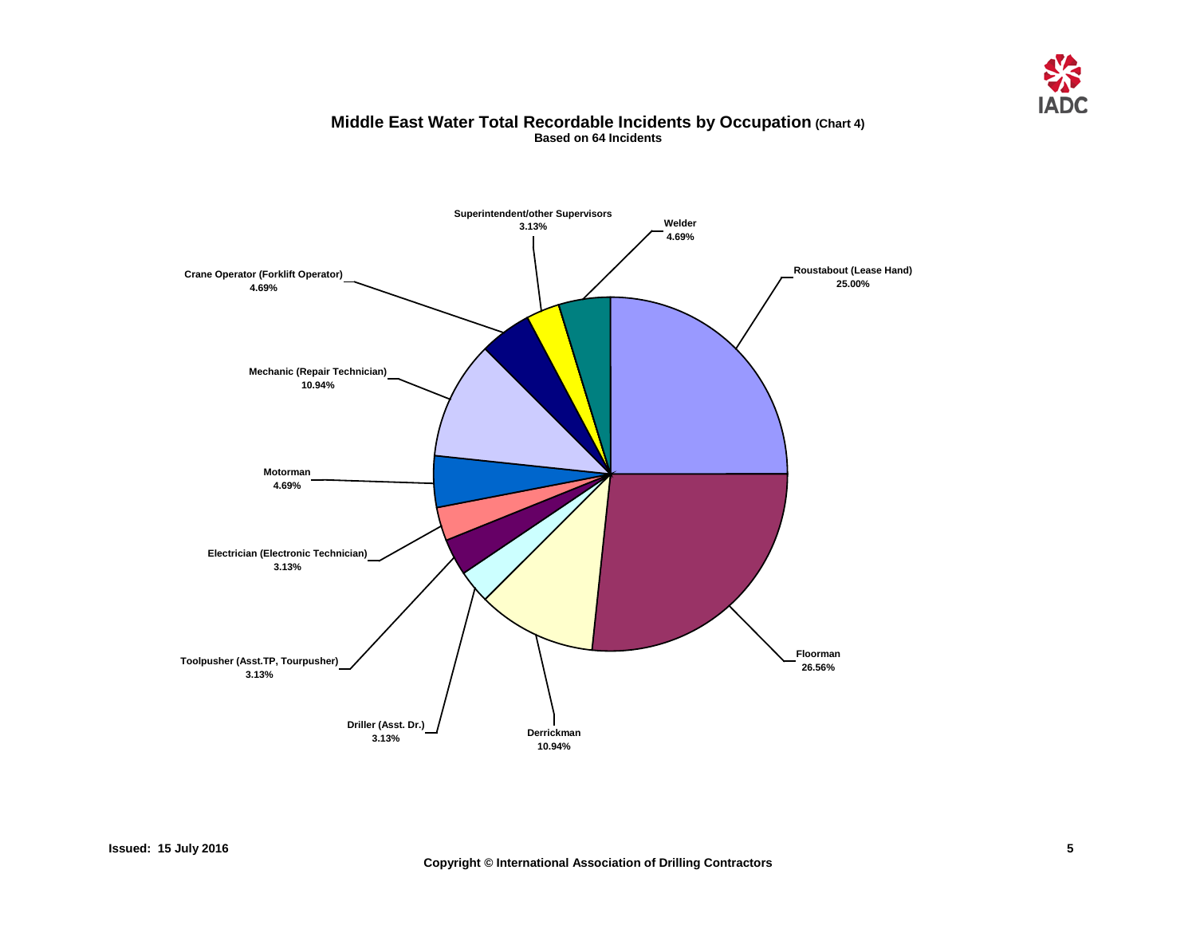## Middle East Water Total Recordable Incidents by Occupation (Chart 4)

**Based on 64 Incidents**

| Occupation | Percentage |
|---|---|
| Roustabout (Lease Hand) | 25.00% |
| Floorman | 26.56% |
| Derrickman | 10.94% |
| Driller (Asst. Dr.) | 3.13% |
| Toolpusher (Asst.TP, Tourpusher) | 3.13% |
| Electrician (Electronic Technician) | 3.13% |
| Motorman | 4.69% |
| Mechanic (Repair Technician) | 10.94% |
| Crane Operator (Forklift Operator) | 4.69% |
| Superintendent/other Supervisors | 3.13% |
| Welder | 4.69% |

**Issued: 15 July 2016**

**Copyright © International Association of Drilling Contractors**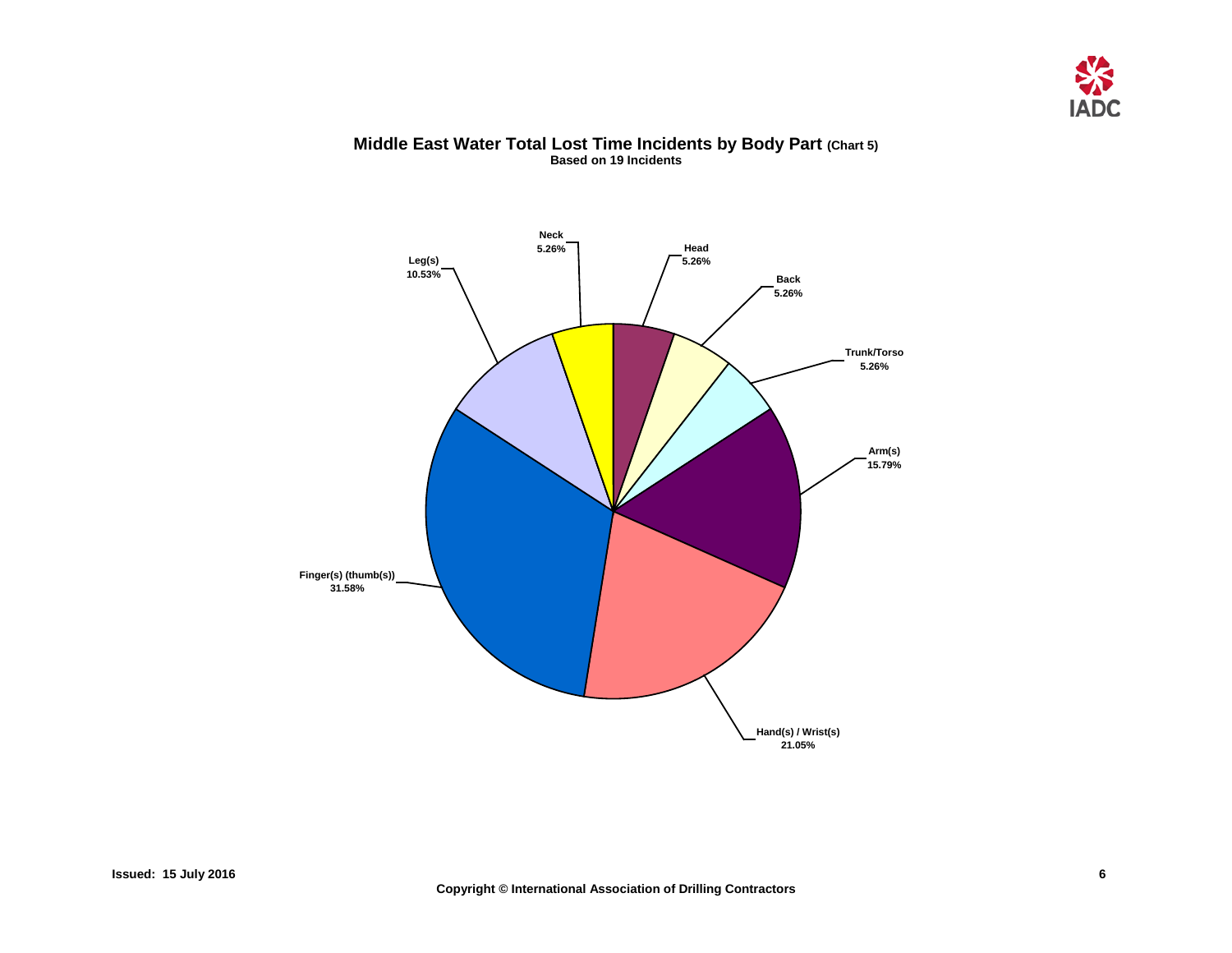## Middle East Water Total Lost Time Incidents by Body Part (Chart 5)

**Based on 19 Incidents**

| Body Part | Percentage |
|---|---|
| Neck | 5.26% |
| Head | 5.26% |
| Back | 5.26% |
| Trunk/Torso | 5.26% |
| Arm(s) | 15.79% |
| Hand(s) / Wrist(s) | 21.05% |
| Finger(s) (thumb(s)) | 31.58% |
| Leg(s) | 10.53% |

Issued: 15 July 2016

Copyright © International Association of Drilling Contractors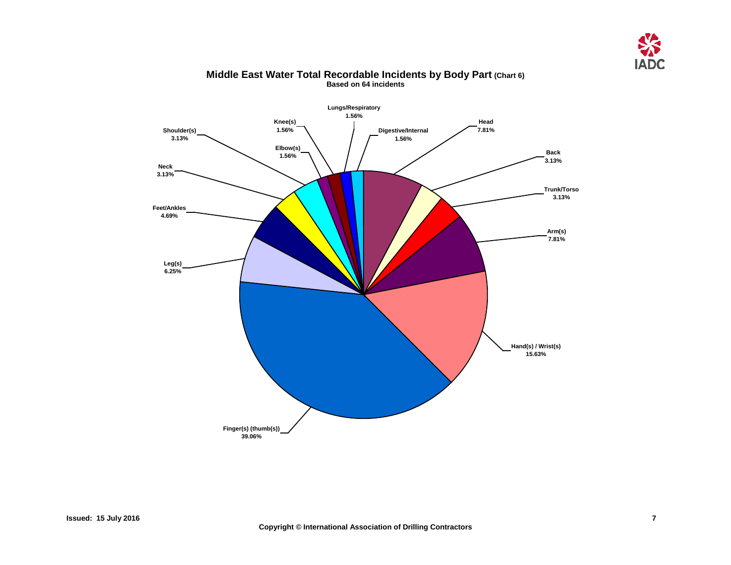## Middle East Water Total Recordable Incidents by Body Part (Chart 6)

**Based on 64 incidents**

| Body Part | Percentage |
|---|---|
| Head | 7.81% |
| Back | 3.13% |
| Trunk/Torso | 3.13% |
| Arm(s) | 7.81% |
| Hand(s) / Wrist(s) | 15.63% |
| Finger(s) (thumb(s)) | 39.06% |
| Leg(s) | 6.25% |
| Feet/Ankles | 4.69% |
| Neck | 3.13% |
| Shoulder(s) | 3.13% |
| Elbow(s) | 1.56% |
| Knee(s) | 1.56% |
| Lungs/Respiratory | 1.56% |
| Digestive/Internal | 1.56% |

Issued: 15 July 2016

Copyright © International Association of Drilling Contractors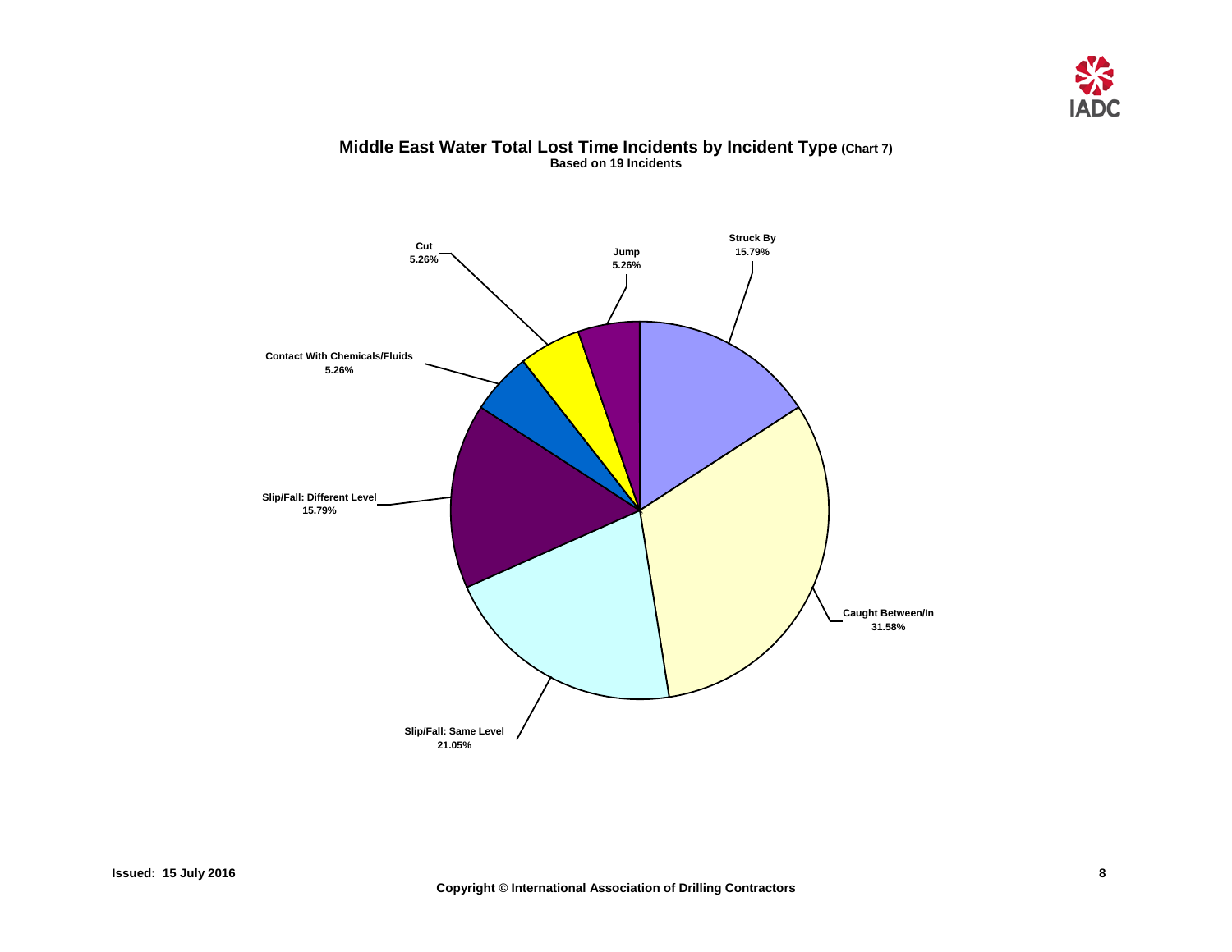## Middle East Water Total Lost Time Incidents by Incident Type (Chart 7)

**Based on 19 Incidents**

| Incident Type | Percentage |
|---|---|
| Struck By | 15.79% |
| Caught Between/In | 31.58% |
| Slip/Fall: Same Level | 21.05% |
| Slip/Fall: Different Level | 15.79% |
| Contact With Chemicals/Fluids | 5.26% |
| Cut | 5.26% |
| Jump | 5.26% |

Issued: 15 July 2016

Copyright © International Association of Drilling Contractors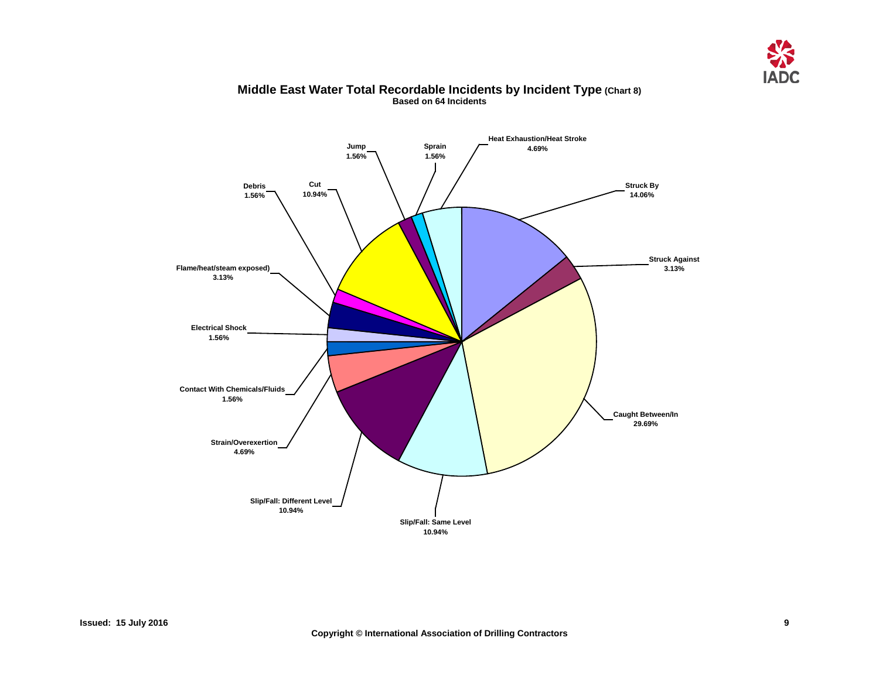## Middle East Water Total Recordable Incidents by Incident Type (Chart 8)

**Based on 64 Incidents**

| Incident Type | Percentage |
|---|---|
| Struck By | 14.06% |
| Struck Against | 3.13% |
| Caught Between/In | 29.69% |
| Slip/Fall: Same Level | 10.94% |
| Slip/Fall: Different Level | 10.94% |
| Strain/Overexertion | 4.69% |
| Contact With Chemicals/Fluids | 1.56% |
| Electrical Shock | 1.56% |
| Flame/heat/steam exposed) | 3.13% |
| Debris | 1.56% |
| Cut | 10.94% |
| Jump | 1.56% |
| Sprain | 1.56% |
| Heat Exhaustion/Heat Stroke | 4.69% |

Issued: 15 July 2016

Copyright © International Association of Drilling Contractors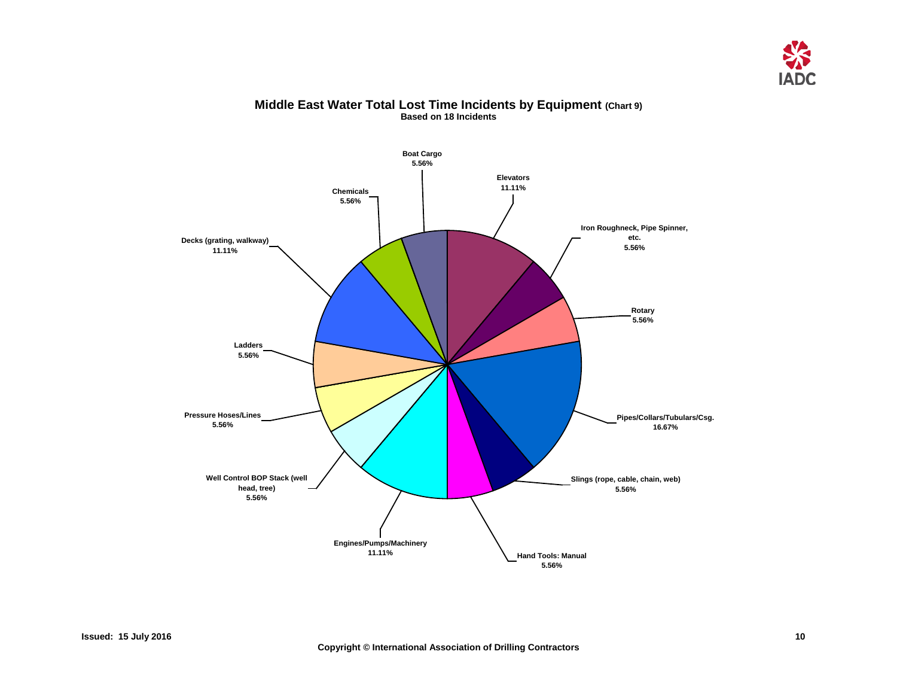# Middle East Water Total Lost Time Incidents by Equipment (Chart 9)

**Based on 18 Incidents**

| Equipment | Percentage |
|---|---|
| Boat Cargo | 5.56% |
| Elevators | 11.11% |
| Iron Roughneck, Pipe Spinner, etc. | 5.56% |
| Rotary | 5.56% |
| Pipes/Collars/Tubulars/Csg. | 16.67% |
| Slings (rope, cable, chain, web) | 5.56% |
| Hand Tools: Manual | 5.56% |
| Engines/Pumps/Machinery | 11.11% |
| Well Control BOP Stack (well head, tree) | 5.56% |
| Pressure Hoses/Lines | 5.56% |
| Ladders | 5.56% |
| Decks (grating, walkway) | 11.11% |
| Chemicals | 5.56% |

Issued: 15 July 2016

Copyright © International Association of Drilling Contractors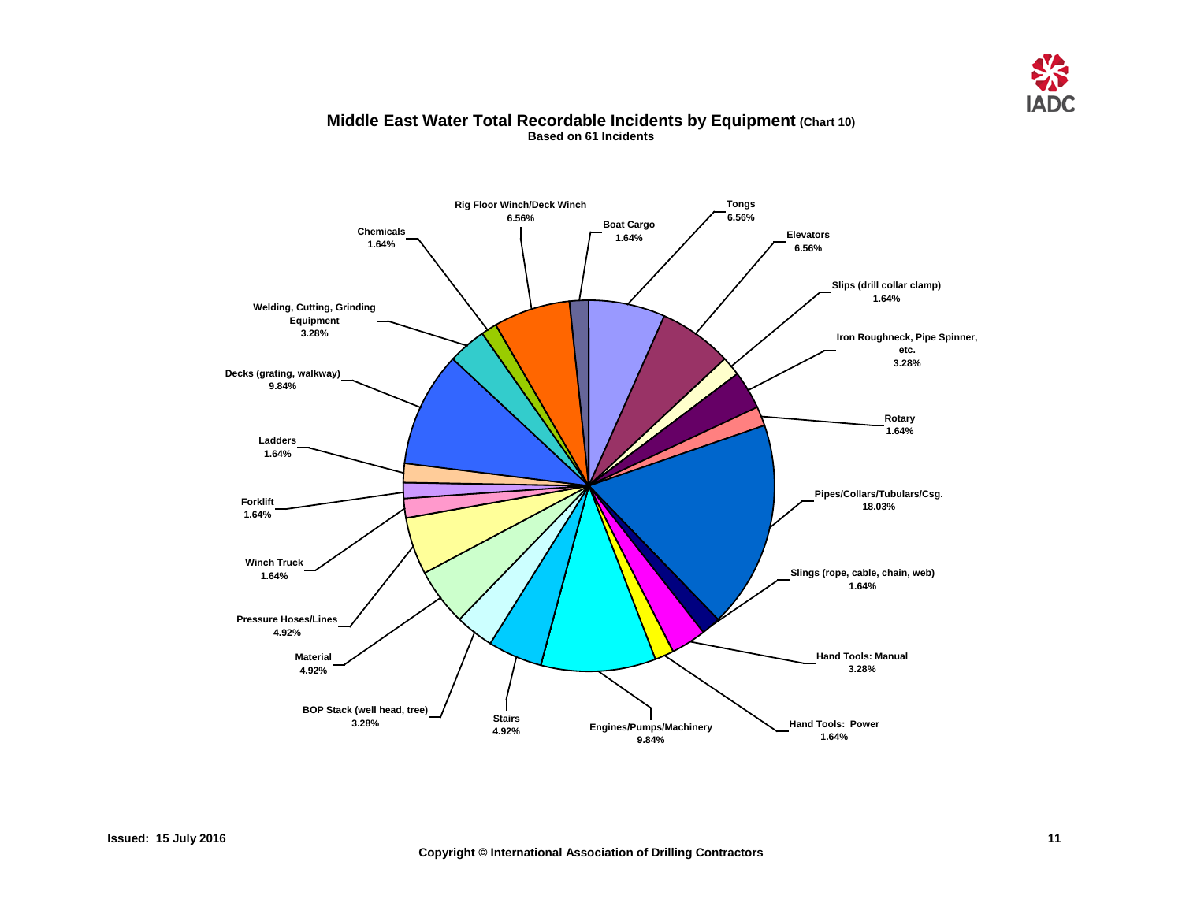# Middle East Water Total Recordable Incidents by Equipment (Chart 10)

**Based on 61 Incidents**

| Equipment | Percentage |
|---|---|
| Rig Floor Winch/Deck Winch | 6.56% |
| Boat Cargo | 1.64% |
| Tongs | 6.56% |
| Elevators | 6.56% |
| Slips (drill collar clamp) | 1.64% |
| Iron Roughneck, Pipe Spinner, etc. | 3.28% |
| Rotary | 1.64% |
| Pipes/Collars/Tubulars/Csg. | 18.03% |
| Slings (rope, cable, chain, web) | 1.64% |
| Hand Tools: Manual | 3.28% |
| Hand Tools: Power | 1.64% |
| Engines/Pumps/Machinery | 9.84% |
| Stairs | 4.92% |
| BOP Stack (well head, tree) | 3.28% |
| Material | 4.92% |
| Pressure Hoses/Lines | 4.92% |
| Winch Truck | 1.64% |
| Forklift | 1.64% |
| Ladders | 1.64% |
| Decks (grating, walkway) | 9.84% |
| Welding, Cutting, Grinding Equipment | 3.28% |
| Chemicals | 1.64% |

Issued: 15 July 2016

Copyright © International Association of Drilling Contractors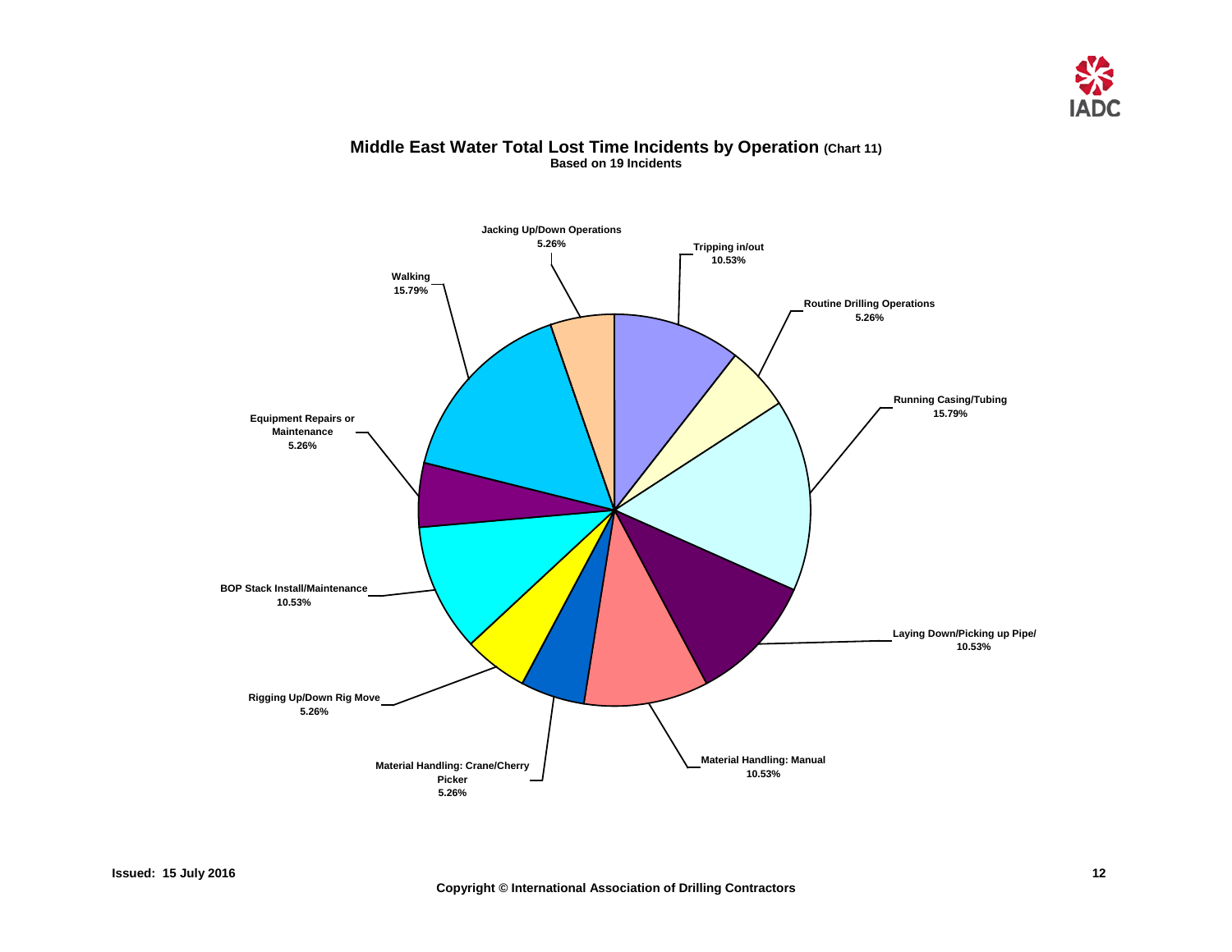## Middle East Water Total Lost Time Incidents by Operation (Chart 11)

**Based on 19 Incidents**

| Operation | Percentage |
|---|---|
| Tripping in/out | 10.53% |
| Routine Drilling Operations | 5.26% |
| Running Casing/Tubing | 15.79% |
| Laying Down/Picking up Pipe/ | 10.53% |
| Material Handling: Manual | 10.53% |
| Material Handling: Crane/Cherry Picker | 5.26% |
| Rigging Up/Down Rig Move | 5.26% |
| BOP Stack Install/Maintenance | 10.53% |
| Equipment Repairs or Maintenance | 5.26% |
| Walking | 15.79% |
| Jacking Up/Down Operations | 5.26% |

**Issued: 15 July 2016**

**Copyright © International Association of Drilling Contractors**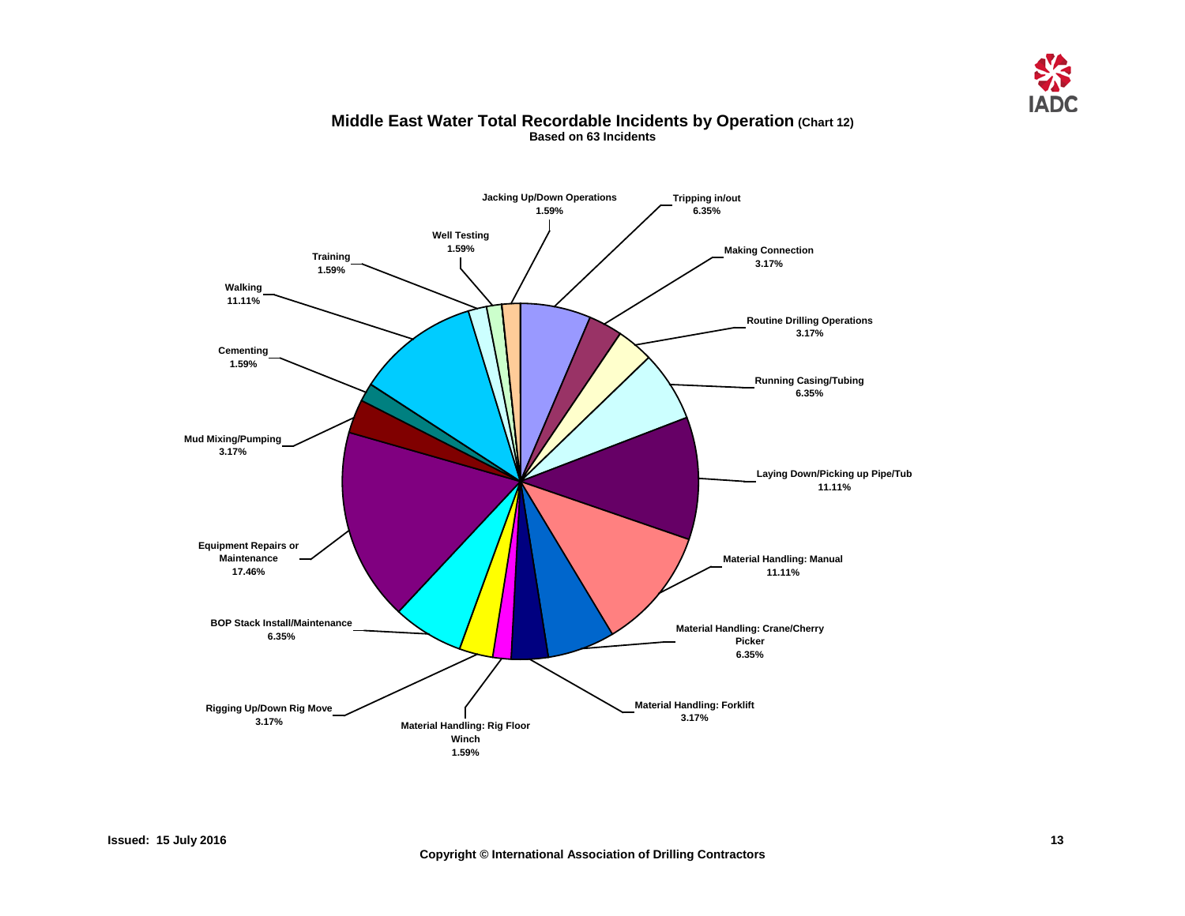## Middle East Water Total Recordable Incidents by Operation (Chart 12)

**Based on 63 Incidents**

| Operation | Percentage |
| --- | --- |
| Jacking Up/Down Operations | 1.59% |
| Tripping in/out | 6.35% |
| Making Connection | 3.17% |
| Routine Drilling Operations | 3.17% |
| Running Casing/Tubing | 6.35% |
| Laying Down/Picking up Pipe/Tub | 11.11% |
| Material Handling: Manual | 11.11% |
| Material Handling: Crane/Cherry Picker | 6.35% |
| Material Handling: Forklift | 3.17% |
| Material Handling: Rig Floor Winch | 1.59% |
| Rigging Up/Down Rig Move | 3.17% |
| BOP Stack Install/Maintenance | 6.35% |
| Equipment Repairs or Maintenance | 17.46% |
| Mud Mixing/Pumping | 3.17% |
| Cementing | 1.59% |
| Walking | 11.11% |
| Training | 1.59% |
| Well Testing | 1.59% |

Issued: 15 July 2016

Copyright © International Association of Drilling Contractors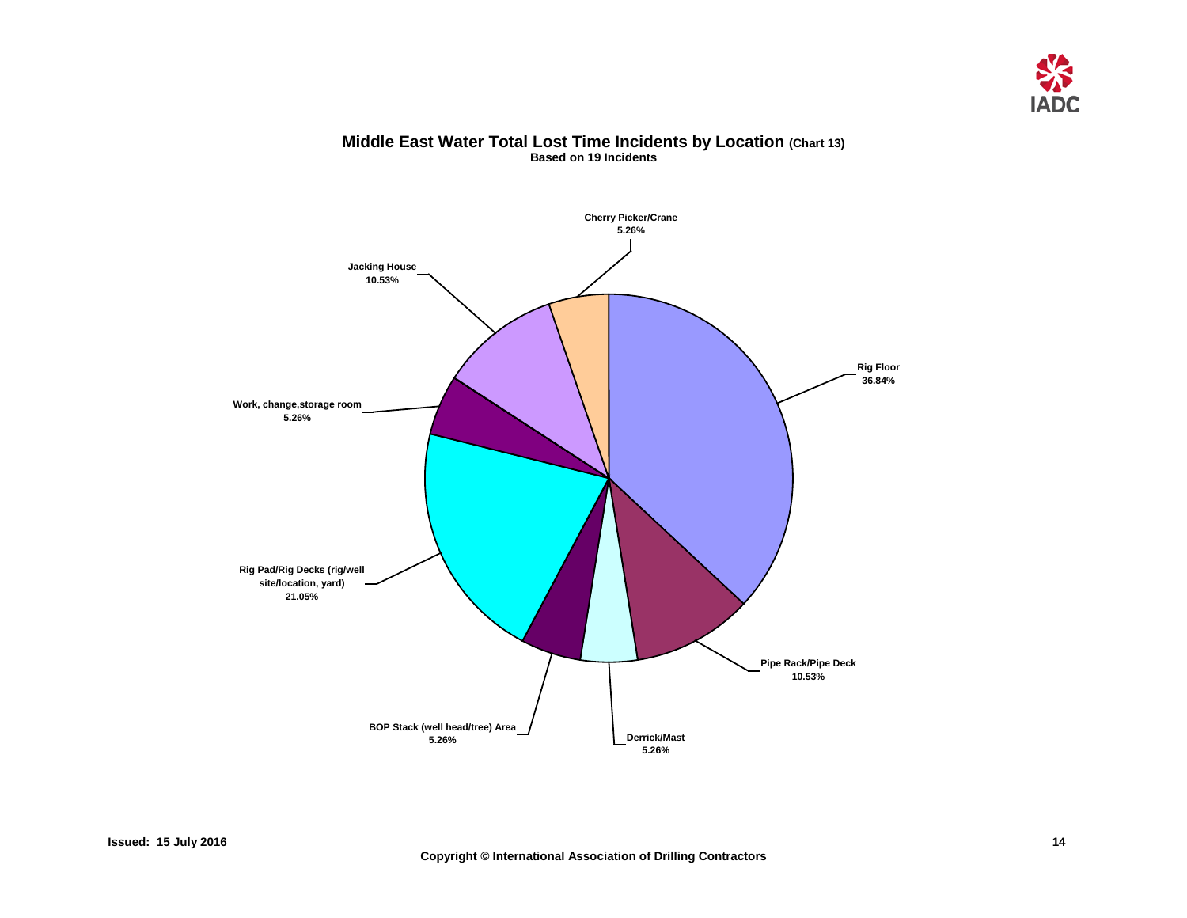## Middle East Water Total Lost Time Incidents by Location (Chart 13)

**Based on 19 Incidents**

| Location | Percentage |
|---|---|
| Rig Floor | 36.84% |
| Pipe Rack/Pipe Deck | 10.53% |
| Derrick/Mast | 5.26% |
| BOP Stack (well head/tree) Area | 5.26% |
| Rig Pad/Rig Decks (rig/well site/location, yard) | 21.05% |
| Work, change,storage room | 5.26% |
| Jacking House | 10.53% |
| Cherry Picker/Crane | 5.26% |

**Issued: 15 July 2016**

**Copyright © International Association of Drilling Contractors**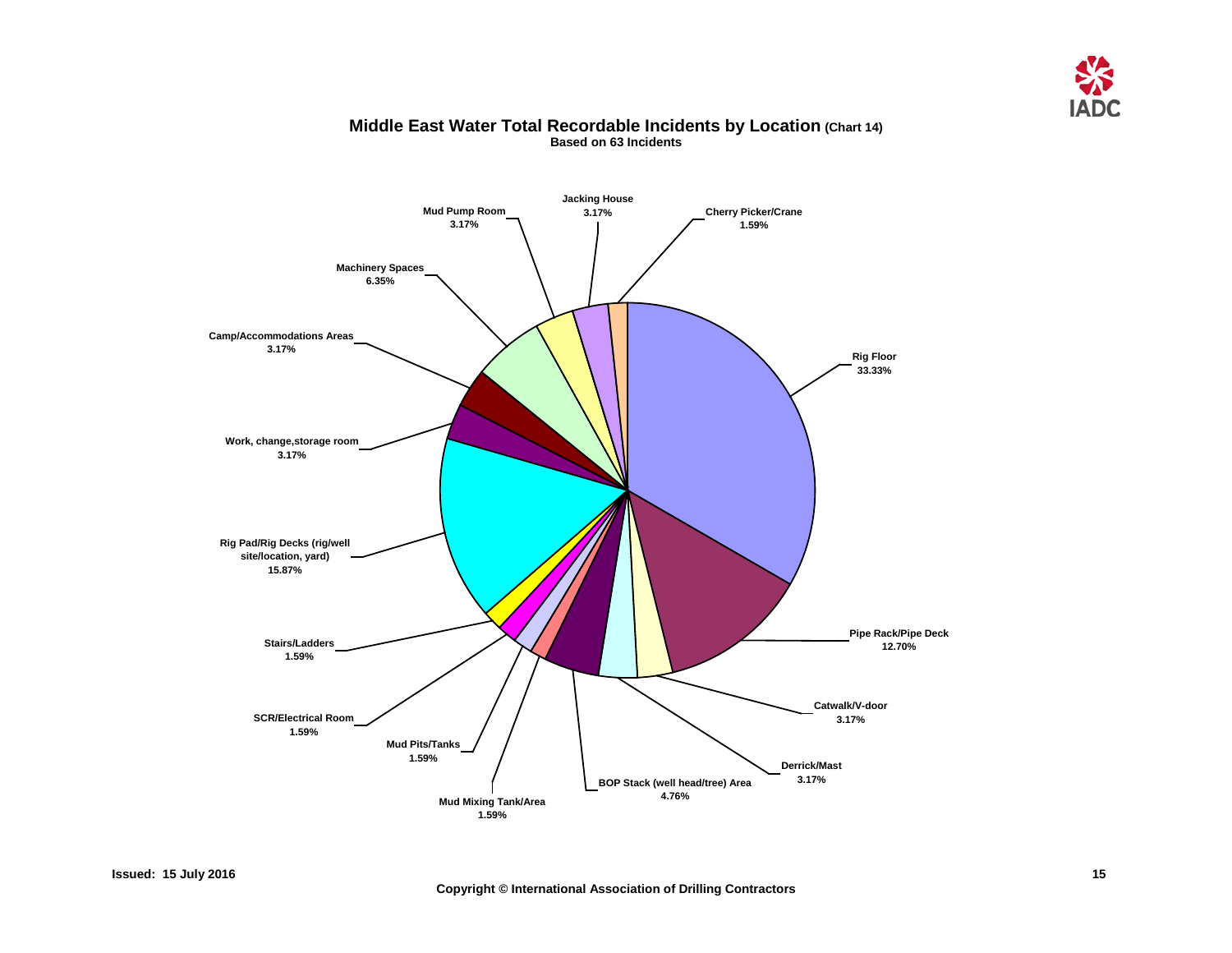# Middle East Water Total Recordable Incidents by Location (Chart 14)

**Based on 63 Incidents**

| Location | Percentage |
| --- | --- |
| Rig Floor | 33.33% |
| Pipe Rack/Pipe Deck | 12.70% |
| Catwalk/V-door | 3.17% |
| Derrick/Mast | 3.17% |
| BOP Stack (well head/tree) Area | 4.76% |
| Mud Mixing Tank/Area | 1.59% |
| Mud Pits/Tanks | 1.59% |
| SCR/Electrical Room | 1.59% |
| Stairs/Ladders | 1.59% |
| Rig Pad/Rig Decks (rig/well site/location, yard) | 15.87% |
| Work, change,storage room | 3.17% |
| Camp/Accommodations Areas | 3.17% |
| Machinery Spaces | 6.35% |
| Mud Pump Room | 3.17% |
| Jacking House | 3.17% |
| Cherry Picker/Crane | 1.59% |

Issued: 15 July 2016

Copyright © International Association of Drilling Contractors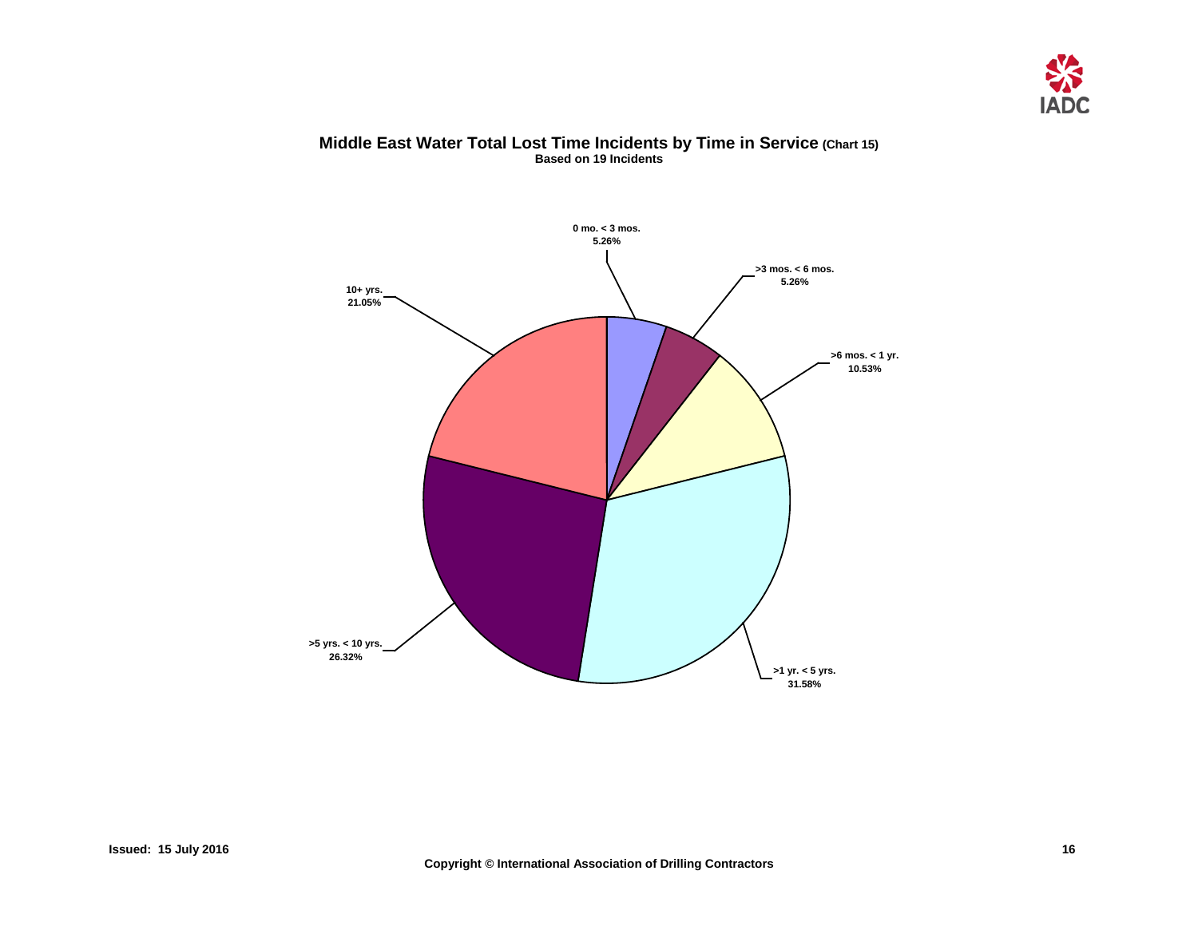## Middle East Water Total Lost Time Incidents by Time in Service (Chart 15)

**Based on 19 Incidents**

0 mo. < 3 mos.
5.26%

>3 mos. < 6 mos.
5.26%

>6 mos. < 1 yr.
10.53%

>1 yr. < 5 yrs.
31.58%

>5 yrs. < 10 yrs.
26.32%

10+ yrs.
21.05%

Issued: 15 July 2016

Copyright © International Association of Drilling Contractors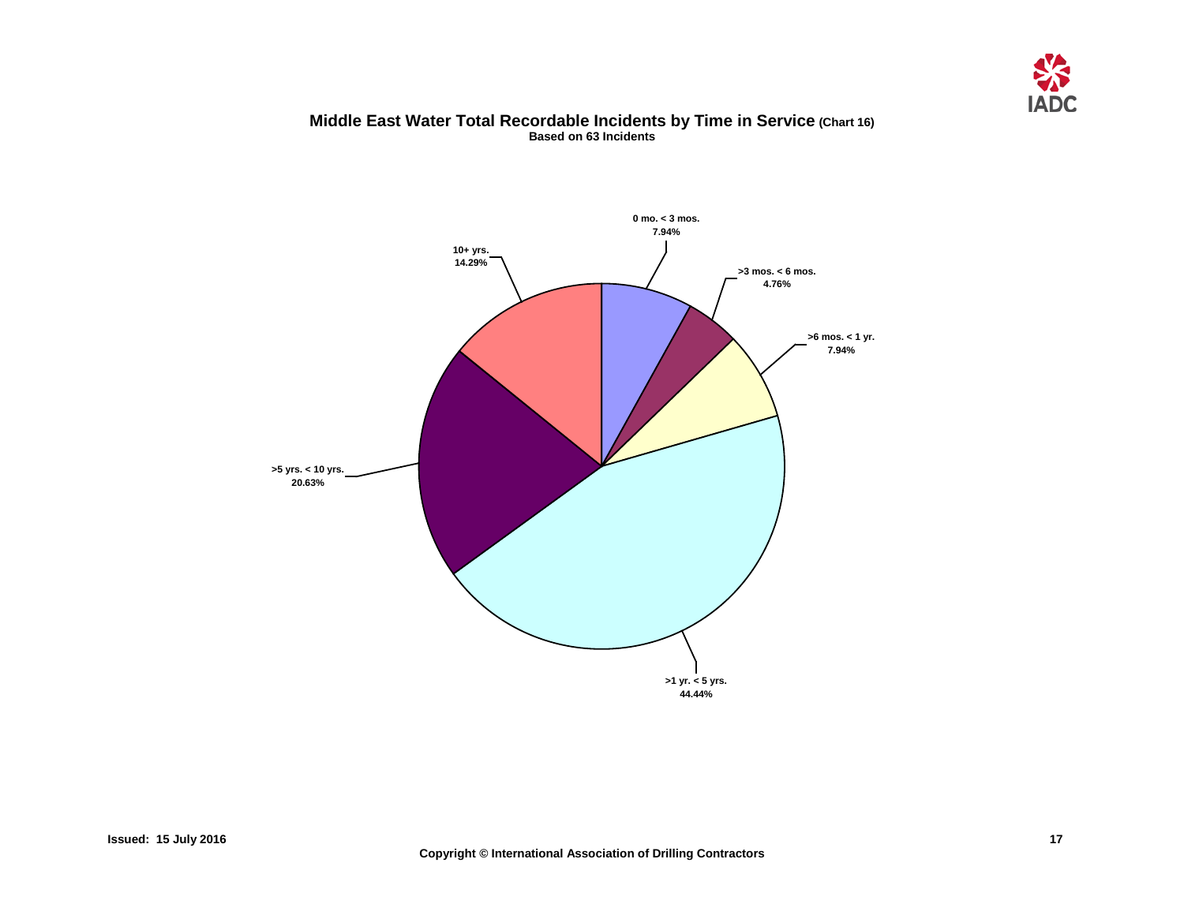# Middle East Water Total Recordable Incidents by Time in Service (Chart 16)

**Based on 63 Incidents**

| Time in Service | Percentage |
|---|---|
| 0 mo. < 3 mos. | 7.94% |
| >3 mos. < 6 mos. | 4.76% |
| >6 mos. < 1 yr. | 7.94% |
| >1 yr. < 5 yrs. | 44.44% |
| >5 yrs. < 10 yrs. | 20.63% |
| 10+ yrs. | 14.29% |

Issued: 15 July 2016

Copyright © International Association of Drilling Contractors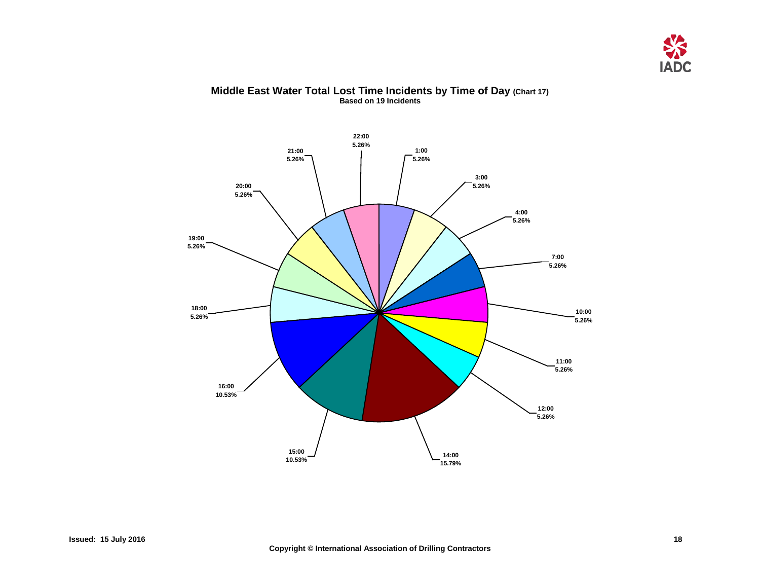## Middle East Water Total Lost Time Incidents by Time of Day (Chart 17)

**Based on 19 Incidents**

| Time of Day | Percentage |
| --- | --- |
| 1:00 | 5.26% |
| 3:00 | 5.26% |
| 4:00 | 5.26% |
| 7:00 | 5.26% |
| 10:00 | 5.26% |
| 11:00 | 5.26% |
| 12:00 | 5.26% |
| 14:00 | 15.79% |
| 15:00 | 10.53% |
| 16:00 | 10.53% |
| 18:00 | 5.26% |
| 19:00 | 5.26% |
| 20:00 | 5.26% |
| 21:00 | 5.26% |
| 22:00 | 5.26% |

**Issued: 15 July 2016**

**Copyright © International Association of Drilling Contractors**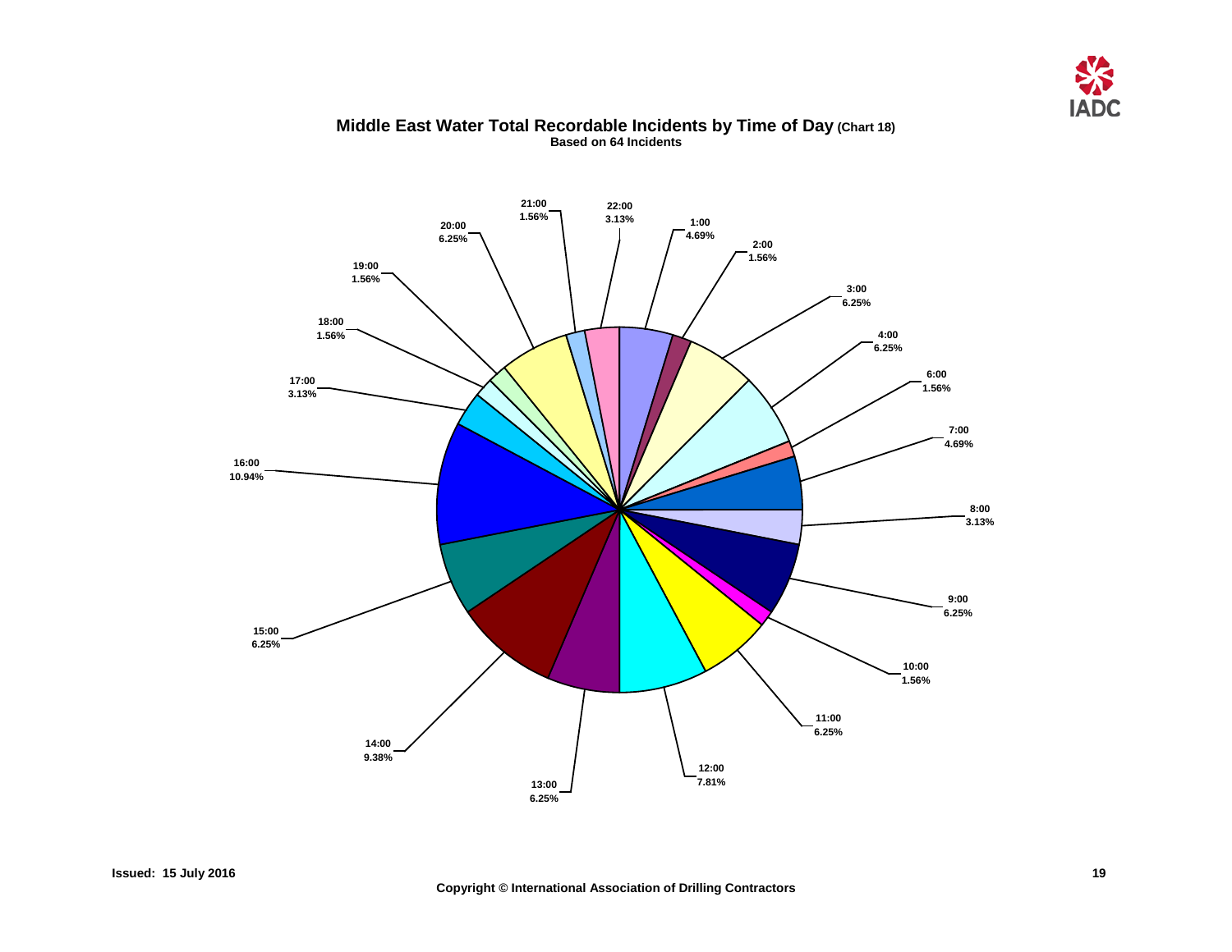# Middle East Water Total Recordable Incidents by Time of Day (Chart 18)

**Based on 64 Incidents**

| Time | Percentage |
|---|---|
| 1:00 | 4.69% |
| 2:00 | 1.56% |
| 3:00 | 6.25% |
| 4:00 | 6.25% |
| 6:00 | 1.56% |
| 7:00 | 4.69% |
| 8:00 | 3.13% |
| 9:00 | 6.25% |
| 10:00 | 1.56% |
| 11:00 | 6.25% |
| 12:00 | 7.81% |
| 13:00 | 6.25% |
| 14:00 | 9.38% |
| 15:00 | 6.25% |
| 16:00 | 10.94% |
| 17:00 | 3.13% |
| 18:00 | 1.56% |
| 19:00 | 1.56% |
| 20:00 | 6.25% |
| 21:00 | 1.56% |
| 22:00 | 3.13% |

**Issued: 15 July 2016**

**Copyright © International Association of Drilling Contractors**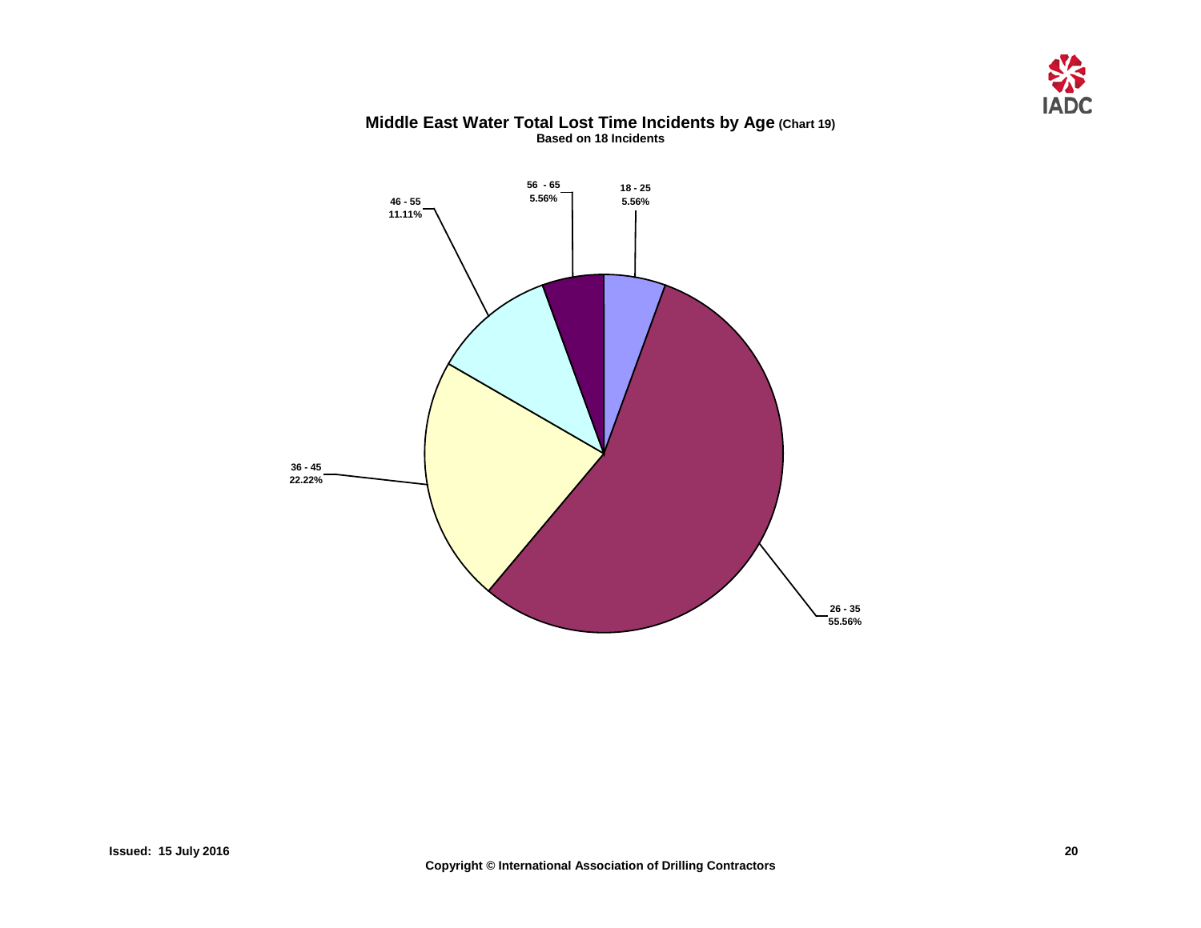## Middle East Water Total Lost Time Incidents by Age (Chart 19)

**Based on 18 Incidents**

| Age | Percentage |
| --- | --- |
| 18 - 25 | 5.56% |
| 26 - 35 | 55.56% |
| 36 - 45 | 22.22% |
| 46 - 55 | 11.11% |
| 56 - 65 | 5.56% |

**Issued: 15 July 2016**

**Copyright © International Association of Drilling Contractors**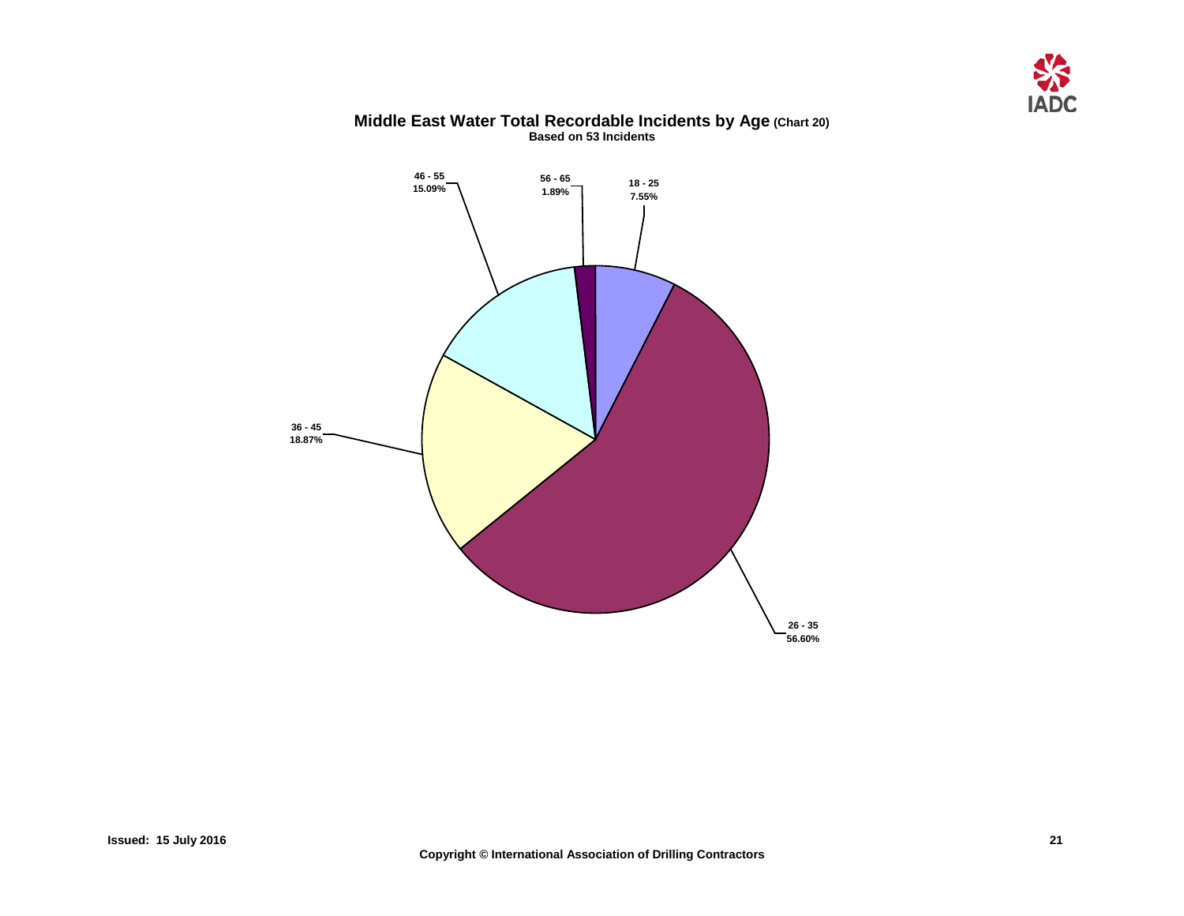## Middle East Water Total Recordable Incidents by Age (Chart 20)

**Based on 53 Incidents**

46 - 55
15.09%

56 - 65
1.89%

18 - 25
7.55%

36 - 45
18.87%

26 - 35
56.60%

**Issued: 15 July 2016**

**Copyright © International Association of Drilling Contractors**